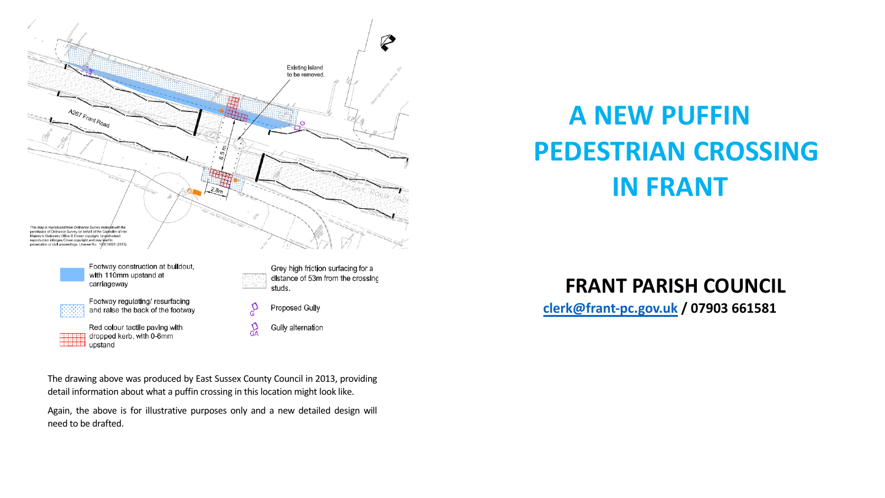# A NEW PUFFIN PEDESTRIAN CROSSING IN FRANT

## FRANT PARISH COUNCIL

**clerk@frant-pc.gov.uk / 07903 661581**

Existing island to be removed.

A267 Frant Road

6.5m

2.8m

This map is reproduced from Ordnance Survey material with the permission of Ordnance Survey on behalf of the Controller of Her Majesty's Stationery Office © Crown copyright. Unauthorised reproduction infringes Crown copyright and may lead to prosecution or civil proceedings. Licence No. 100019601 (2013).

- Footway construction at buildout, with 110mm upstand at carriageway
- Footway regulating/ resurfacing and raise the back of the footway
- Red colour tactile paving with dropped kerb, with 0-6mm upstand
- Grey high friction surfacing for a distance of 53m from the crossing studs.
- Proposed Gully
- Gully alternation

The drawing above was produced by East Sussex County Council in 2013, providing detail information about what a puffin crossing in this location might look like.

Again, the above is for illustrative purposes only and a new detailed design will need to be drafted.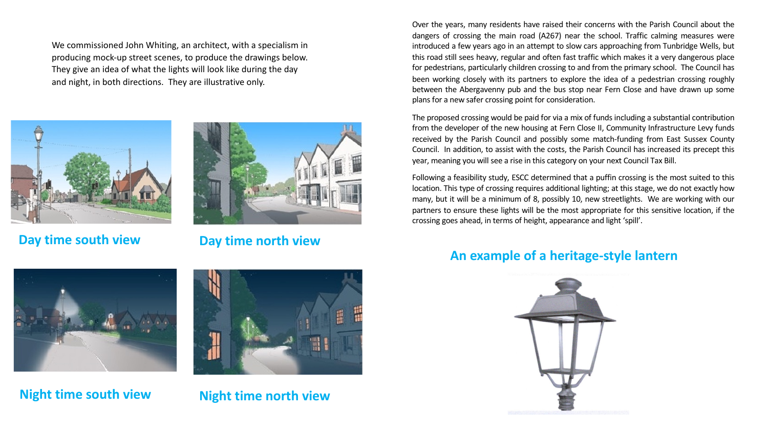We commissioned John Whiting, an architect, with a specialism in producing mock-up street scenes, to produce the drawings below. They give an idea of what the lights will look like during the day and night, in both directions. They are illustrative only.

**Day time south view**

**Day time north view**

**Night time south view**

**Night time north view**

Over the years, many residents have raised their concerns with the Parish Council about the dangers of crossing the main road (A267) near the school. Traffic calming measures were introduced a few years ago in an attempt to slow cars approaching from Tunbridge Wells, but this road still sees heavy, regular and often fast traffic which makes it a very dangerous place for pedestrians, particularly children crossing to and from the primary school. The Council has been working closely with its partners to explore the idea of a pedestrian crossing roughly between the Abergavenny pub and the bus stop near Fern Close and have drawn up some plans for a new safer crossing point for consideration.

The proposed crossing would be paid for via a mix of funds including a substantial contribution from the developer of the new housing at Fern Close II, Community Infrastructure Levy funds received by the Parish Council and possibly some match-funding from East Sussex County Council. In addition, to assist with the costs, the Parish Council has increased its precept this year, meaning you will see a rise in this category on your next Council Tax Bill.

Following a feasibility study, ESCC determined that a puffin crossing is the most suited to this location. This type of crossing requires additional lighting; at this stage, we do not exactly how many, but it will be a minimum of 8, possibly 10, new streetlights. We are working with our partners to ensure these lights will be the most appropriate for this sensitive location, if the crossing goes ahead, in terms of height, appearance and light 'spill'.

**An example of a heritage-style lantern**